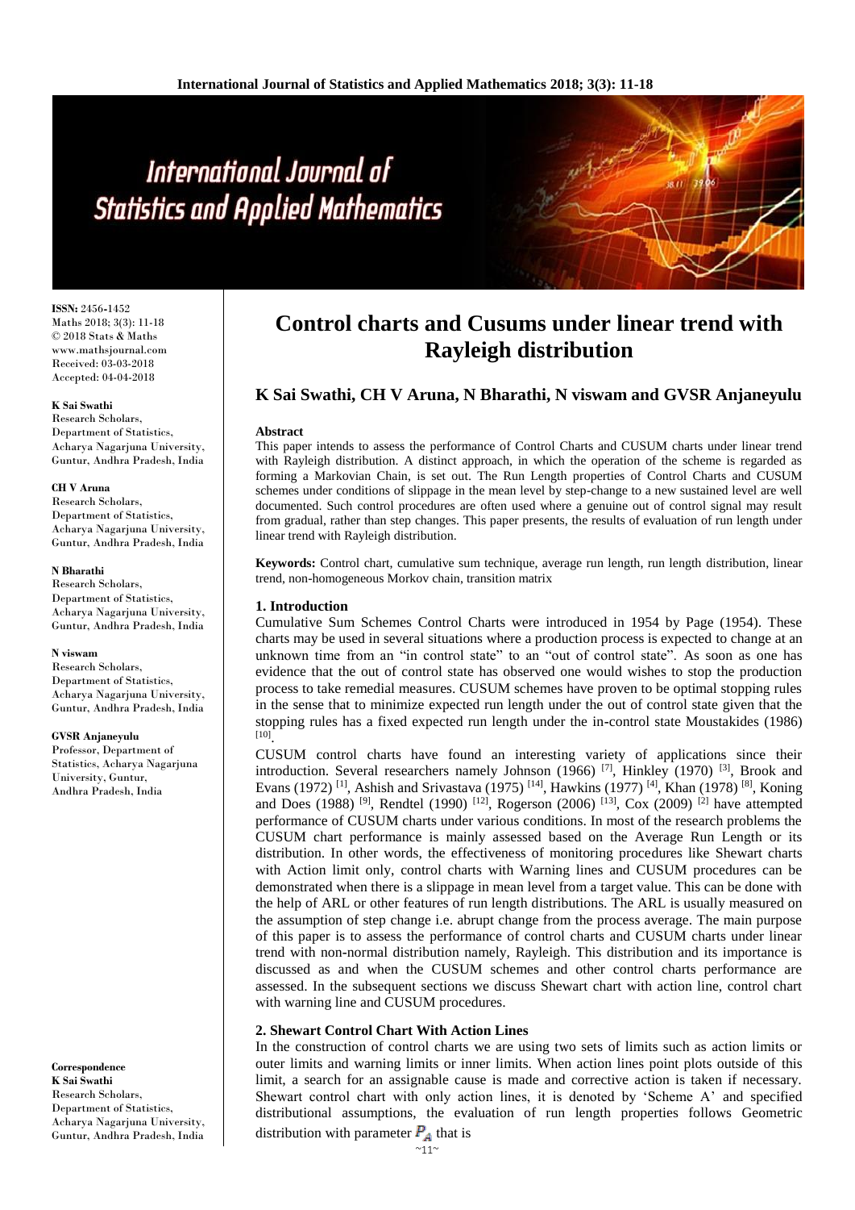**ISSN:** 2456-1452
Maths 2018; 3(3): 11-18
© 2018 Stats & Maths
www.mathsjournal.com
Received: 03-03-2018
Accepted: 04-04-2018

**K Sai Swathi**
Research Scholars, Department of Statistics, Acharya Nagarjuna University, Guntur, Andhra Pradesh, India

**CH V Aruna**
Research Scholars, Department of Statistics, Acharya Nagarjuna University, Guntur, Andhra Pradesh, India

**N Bharathi**
Research Scholars, Department of Statistics, Acharya Nagarjuna University, Guntur, Andhra Pradesh, India

**N viswam**
Research Scholars, Department of Statistics, Acharya Nagarjuna University, Guntur, Andhra Pradesh, India

**GVSR Anjaneyulu**
Professor, Department of Statistics, Acharya Nagarjuna University, Guntur, Andhra Pradesh, India

**Correspondence**
**K Sai Swathi**
Research Scholars, Department of Statistics, Acharya Nagarjuna University, Guntur, Andhra Pradesh, India

# Control charts and Cusums under linear trend with Rayleigh distribution

## K Sai Swathi, CH V Aruna, N Bharathi, N viswam and GVSR Anjaneyulu

### Abstract

This paper intends to assess the performance of Control Charts and CUSUM charts under linear trend with Rayleigh distribution. A distinct approach, in which the operation of the scheme is regarded as forming a Markovian Chain, is set out. The Run Length properties of Control Charts and CUSUM schemes under conditions of slippage in the mean level by step-change to a new sustained level are well documented. Such control procedures are often used where a genuine out of control signal may result from gradual, rather than step changes. This paper presents, the results of evaluation of run length under linear trend with Rayleigh distribution.

**Keywords:** Control chart, cumulative sum technique, average run length, run length distribution, linear trend, non-homogeneous Morkov chain, transition matrix

### 1. Introduction

Cumulative Sum Schemes Control Charts were introduced in 1954 by Page (1954). These charts may be used in several situations where a production process is expected to change at an unknown time from an "in control state" to an "out of control state". As soon as one has evidence that the out of control state has observed one would wishes to stop the production process to take remedial measures. CUSUM schemes have proven to be optimal stopping rules in the sense that to minimize expected run length under the out of control state given that the stopping rules has a fixed expected run length under the in-control state Moustakides (1986) [10].

CUSUM control charts have found an interesting variety of applications since their introduction. Several researchers namely Johnson (1966) [7], Hinkley (1970) [3], Brook and Evans (1972) [1], Ashish and Srivastava (1975) [14], Hawkins (1977) [4], Khan (1978) [8], Koning and Does (1988) [9], Rendtel (1990) [12], Rogerson (2006) [13], Cox (2009) [2] have attempted performance of CUSUM charts under various conditions. In most of the research problems the CUSUM chart performance is mainly assessed based on the Average Run Length or its distribution. In other words, the effectiveness of monitoring procedures like Shewart charts with Action limit only, control charts with Warning lines and CUSUM procedures can be demonstrated when there is a slippage in mean level from a target value. This can be done with the help of ARL or other features of run length distributions. The ARL is usually measured on the assumption of step change i.e. abrupt change from the process average. The main purpose of this paper is to assess the performance of control charts and CUSUM charts under linear trend with non-normal distribution namely, Rayleigh. This distribution and its importance is discussed as and when the CUSUM schemes and other control charts performance are assessed. In the subsequent sections we discuss Shewart chart with action line, control chart with warning line and CUSUM procedures.

### 2. Shewart Control Chart With Action Lines

In the construction of control charts we are using two sets of limits such as action limits or outer limits and warning limits or inner limits. When action lines point plots outside of this limit, a search for an assignable cause is made and corrective action is taken if necessary. Shewart control chart with only action lines, it is denoted by 'Scheme A' and specified distributional assumptions, the evaluation of run length properties follows Geometric distribution with parameter $P_A$ that is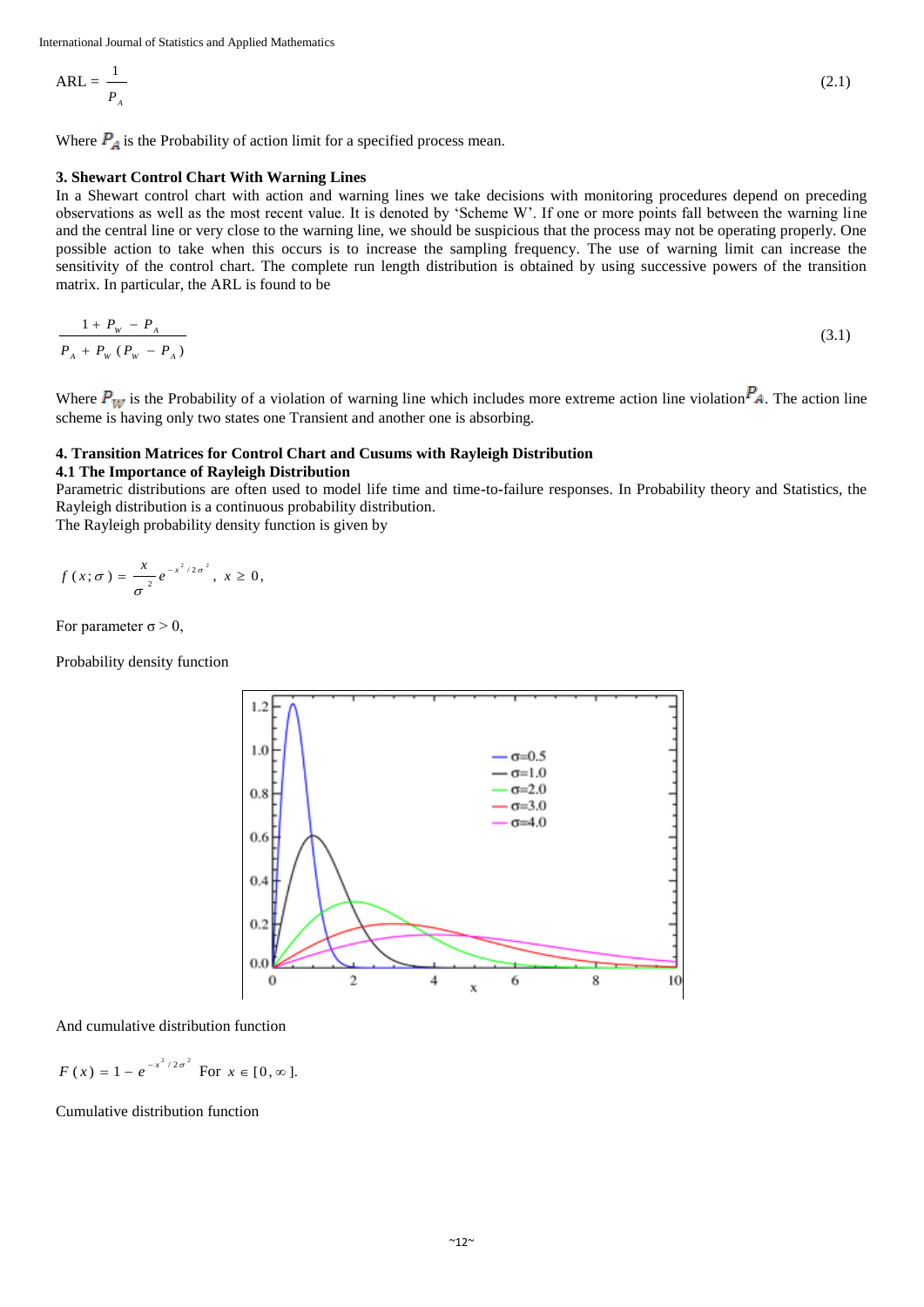$$\text{ARL} = \frac{1}{P_A} \tag{2.1}$$

Where $P_A$ is the Probability of action limit for a specified process mean.

### 3. Shewart Control Chart With Warning Lines

In a Shewart control chart with action and warning lines we take decisions with monitoring procedures depend on preceding observations as well as the most recent value. It is denoted by 'Scheme W'. If one or more points fall between the warning line and the central line or very close to the warning line, we should be suspicious that the process may not be operating properly. One possible action to take when this occurs is to increase the sampling frequency. The use of warning limit can increase the sensitivity of the control chart. The complete run length distribution is obtained by using successive powers of the transition matrix. In particular, the ARL is found to be

$$\frac{1 + P_W - P_A}{P_A + P_W\,(P_W - P_A)} \tag{3.1}$$

Where $P_W$ is the Probability of a violation of warning line which includes more extreme action line violation $P_A$. The action line scheme is having only two states one Transient and another one is absorbing.

### 4. Transition Matrices for Control Chart and Cusums with Rayleigh Distribution

#### 4.1 The Importance of Rayleigh Distribution

Parametric distributions are often used to model life time and time-to-failure responses. In Probability theory and Statistics, the Rayleigh distribution is a continuous probability distribution.

The Rayleigh probability density function is given by

$$f(x;\sigma) = \frac{x}{\sigma^2} e^{-x^2/2\sigma^2}, \; x \geq 0,$$

For parameter σ > 0,

Probability density function

And cumulative distribution function

$$F(x) = 1 - e^{-x^2/2\sigma^2} \quad \text{For } x \in [0, \infty].$$

Cumulative distribution function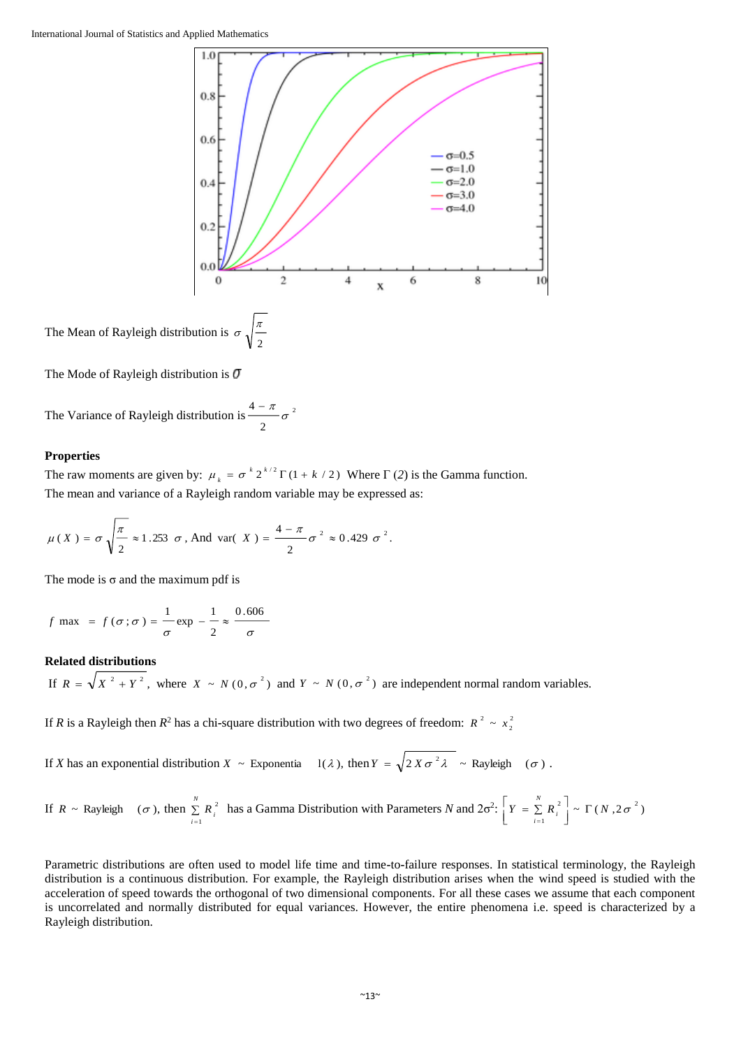The Mean of Rayleigh distribution is $\sigma\sqrt{\frac{\pi}{2}}$

The Mode of Rayleigh distribution is $\sigma$

The Variance of Rayleigh distribution is $\frac{4-\pi}{2}\sigma^2$

**Properties**

The raw moments are given by: $\mu_k = \sigma^k 2^{k/2}\Gamma(1+k/2)$ Where $\Gamma(2)$ is the Gamma function.
The mean and variance of a Rayleigh random variable may be expressed as:

$$\mu(X) = \sigma\sqrt{\frac{\pi}{2}} \approx 1.253\ \sigma \text{, And } \operatorname{var}(X) = \frac{4-\pi}{2}\sigma^2 \approx 0.429\ \sigma^2.$$

The mode is $\sigma$ and the maximum pdf is

$$f_{\max} = f(\sigma;\sigma) = \frac{1}{\sigma}\exp\left(-\frac{1}{2}\right) \approx \frac{0.606}{\sigma}$$

**Related distributions**

If $R = \sqrt{X^2 + Y^2}$, where $X \sim N(0,\sigma^2)$ and $Y \sim N(0,\sigma^2)$ are independent normal random variables.

If $R$ is a Rayleigh then $R^2$ has a chi-square distribution with two degrees of freedom: $R^2 \sim x_2^2$

If $X$ has an exponential distribution $X \sim \text{Exponential}(\lambda)$, then $Y = \sqrt{2X\sigma^2\lambda} \sim \text{Rayleigh}(\sigma)$.

If $R \sim \text{Rayleigh}(\sigma)$, then $\sum_{i=1}^{N} R_i^2$ has a Gamma Distribution with Parameters $N$ and $2\sigma^2$: $\left[Y = \sum_{i=1}^{N} R_i^2\right] \sim \Gamma(N, 2\sigma^2)$

Parametric distributions are often used to model life time and time-to-failure responses. In statistical terminology, the Rayleigh distribution is a continuous distribution. For example, the Rayleigh distribution arises when the wind speed is studied with the acceleration of speed towards the orthogonal of two dimensional components. For all these cases we assume that each component is uncorrelated and normally distributed for equal variances. However, the entire phenomena i.e. speed is characterized by a Rayleigh distribution.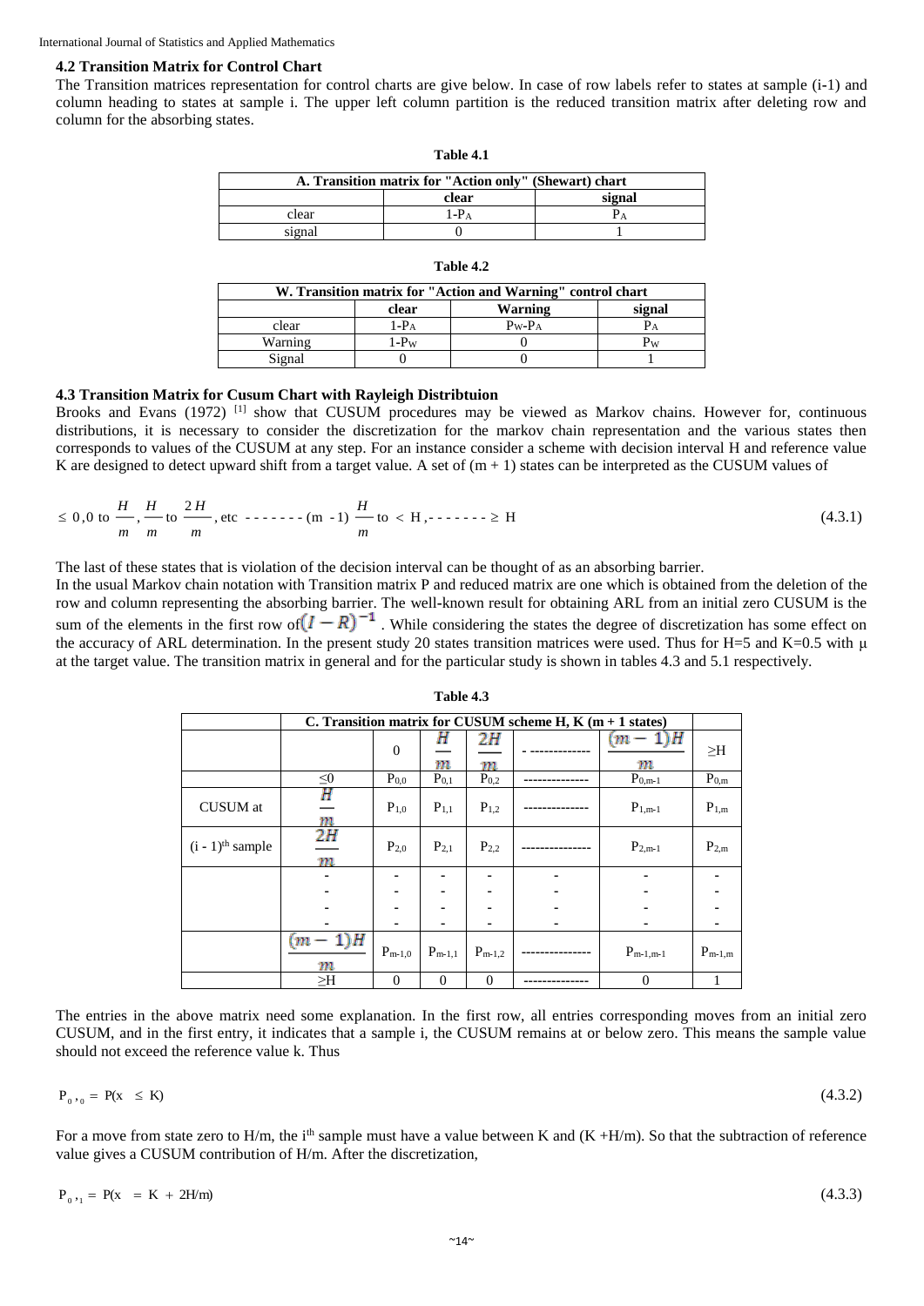### 4.2 Transition Matrix for Control Chart

The Transition matrices representation for control charts are give below. In case of row labels refer to states at sample (i-1) and column heading to states at sample i. The upper left column partition is the reduced transition matrix after deleting row and column for the absorbing states.

**Table 4.1**

| A. Transition matrix for "Action only" (Shewart) chart | | |
|---|---|---|
| | clear | signal |
| clear | $1-P_A$ | $P_A$ |
| signal | 0 | 1 |

**Table 4.2**

| W. Transition matrix for "Action and Warning" control chart | | | |
|---|---|---|---|
| | clear | Warning | signal |
| clear | $1-P_A$ | $P_W-P_A$ | $P_A$ |
| Warning | $1-P_W$ | 0 | $P_W$ |
| Signal | 0 | 0 | 1 |

### 4.3 Transition Matrix for Cusum Chart with Rayleigh Distribtuion

Brooks and Evans (1972) [1] show that CUSUM procedures may be viewed as Markov chains. However for, continuous distributions, it is necessary to consider the discretization for the markov chain representation and the various states then corresponds to values of the CUSUM at any step. For an instance consider a scheme with decision interval H and reference value K are designed to detect upward shift from a target value. A set of (m + 1) states can be interpreted as the CUSUM values of

$$\leq 0, 0 \text{ to } \frac{H}{m}, \frac{H}{m} \text{ to } \frac{2H}{m}, \text{etc} \text{ - - - - - - - } (m-1)\frac{H}{m} \text{ to } < H, \text{- - - - - - - } \geq H \tag{4.3.1}$$

The last of these states that is violation of the decision interval can be thought of as an absorbing barrier.

In the usual Markov chain notation with Transition matrix P and reduced matrix are one which is obtained from the deletion of the row and column representing the absorbing barrier. The well-known result for obtaining ARL from an initial zero CUSUM is the sum of the elements in the first row of $(I-R)^{-1}$. While considering the states the degree of discretization has some effect on the accuracy of ARL determination. In the present study 20 states transition matrices were used. Thus for H=5 and K=0.5 with μ at the target value. The transition matrix in general and for the particular study is shown in tables 4.3 and 5.1 respectively.

**Table 4.3**

| | C. Transition matrix for CUSUM scheme H, K (m + 1 states) | | | | | | |
|---|---|---|---|---|---|---|---|
| | | 0 | $\frac{H}{m}$ | $\frac{2H}{m}$ | - ------------ | $\frac{(m-1)H}{m}$ | ≥H |
| | ≤0 | $P_{0,0}$ | $P_{0,1}$ | $P_{0,2}$ | -------------- | $P_{0,m-1}$ | $P_{0,m}$ |
| CUSUM at | $\frac{H}{m}$ | $P_{1,0}$ | $P_{1,1}$ | $P_{1,2}$ | -------------- | $P_{1,m-1}$ | $P_{1,m}$ |
| $(i-1)^{th}$ sample | $\frac{2H}{m}$ | $P_{2,0}$ | $P_{2,1}$ | $P_{2,2}$ | --------------- | $P_{2,m-1}$ | $P_{2,m}$ |
| | - | - | - | - | - | - | - |
| | - | - | - | - | - | - | - |
| | - | - | - | - | - | - | - |
| | - | - | - | - | - | - | - |
| | $\frac{(m-1)H}{m}$ | $P_{m-1,0}$ | $P_{m-1,1}$ | $P_{m-1,2}$ | --------------- | $P_{m-1,m-1}$ | $P_{m-1,m}$ |
| | ≥H | 0 | 0 | 0 | -------------- | 0 | 1 |

The entries in the above matrix need some explanation. In the first row, all entries corresponding moves from an initial zero CUSUM, and in the first entry, it indicates that a sample i, the CUSUM remains at or below zero. This means the sample value should not exceed the reference value k. Thus

$$P_{0,0} = P(x \leq K) \tag{4.3.2}$$

For a move from state zero to H/m, the $i^{th}$ sample must have a value between K and (K +H/m). So that the subtraction of reference value gives a CUSUM contribution of H/m. After the discretization,

$$P_{0,1} = P(x = K + 2H/m) \tag{4.3.3}$$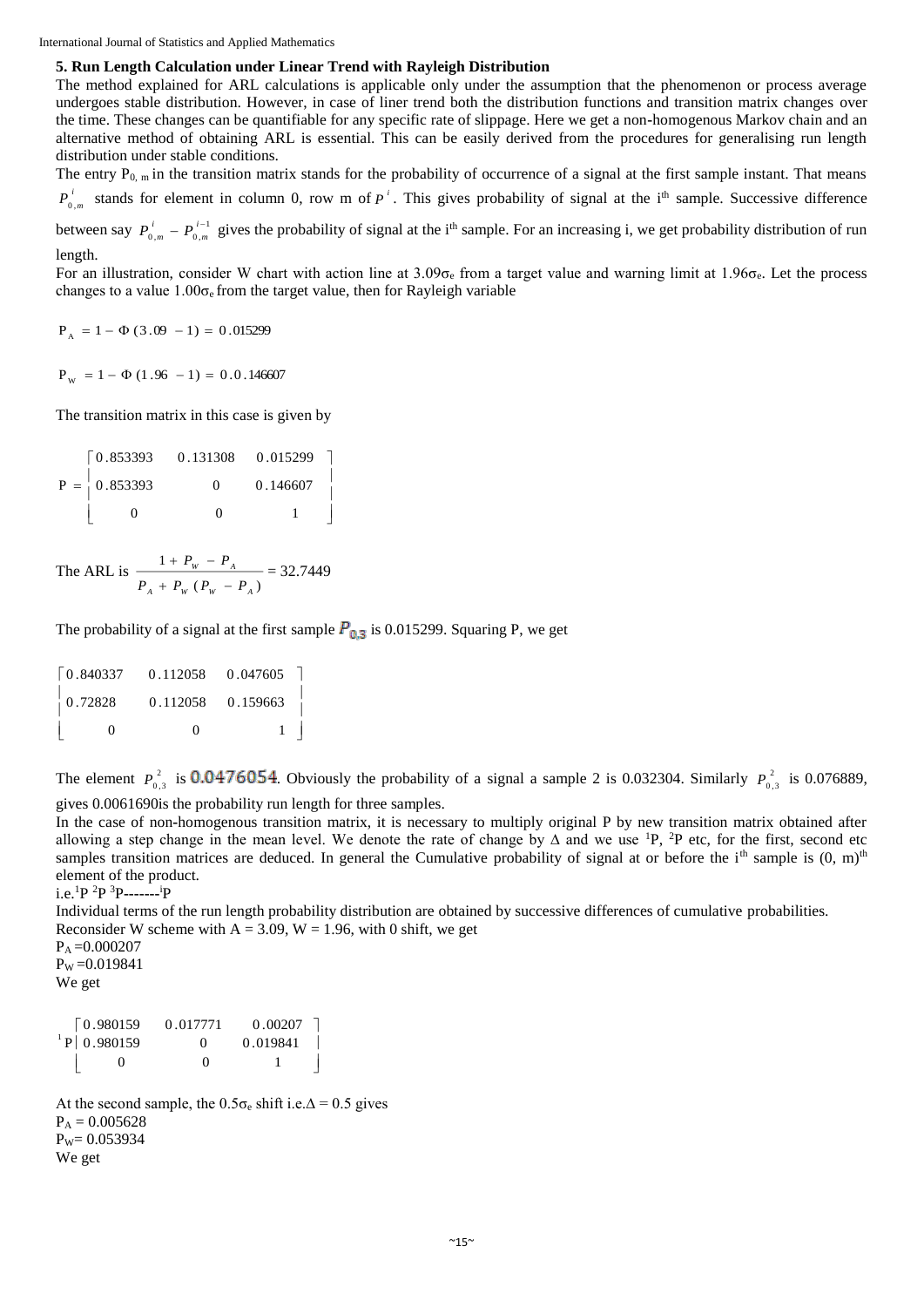### 5. Run Length Calculation under Linear Trend with Rayleigh Distribution

The method explained for ARL calculations is applicable only under the assumption that the phenomenon or process average undergoes stable distribution. However, in case of liner trend both the distribution functions and transition matrix changes over the time. These changes can be quantifiable for any specific rate of slippage. Here we get a non-homogenous Markov chain and an alternative method of obtaining ARL is essential. This can be easily derived from the procedures for generalising run length distribution under stable conditions.

The entry $P_{0,m}$ in the transition matrix stands for the probability of occurrence of a signal at the first sample instant. That means $P^{i}_{0,m}$ stands for element in column 0, row m of $P^{i}$. This gives probability of signal at the i[th] sample. Successive difference between say $P^{i}_{0,m} - P^{i-1}_{0,m}$ gives the probability of signal at the i[th] sample. For an increasing i, we get probability distribution of run length.

For an illustration, consider W chart with action line at $3.09\sigma_e$ from a target value and warning limit at $1.96\sigma_e$. Let the process changes to a value $1.00\sigma_e$ from the target value, then for Rayleigh variable

$$P_A = 1 - \Phi(3.09 - 1) = 0.015299$$

$$P_W = 1 - \Phi(1.96 - 1) = 0.0.146607$$

The transition matrix in this case is given by

$$P = \begin{bmatrix} 0.853393 & 0.131308 & 0.015299 \\ 0.853393 & 0 & 0.146607 \\ 0 & 0 & 1 \end{bmatrix}$$

The ARL is $\dfrac{1 + P_W - P_A}{P_A + P_W (P_W - P_A)} = 32.7449$

The probability of a signal at the first sample $P_{0,3}$ is 0.015299. Squaring P, we get

$$\begin{bmatrix} 0.840337 & 0.112058 & 0.047605 \\ 0.72828 & 0.112058 & 0.159663 \\ 0 & 0 & 1 \end{bmatrix}$$

The element $P^{2}_{0,3}$ is 0.0476054. Obviously the probability of a signal a sample 2 is 0.032304. Similarly $P^{2}_{0,3}$ is 0.076889, gives 0.0061690is the probability run length for three samples.

In the case of non-homogenous transition matrix, it is necessary to multiply original P by new transition matrix obtained after allowing a step change in the mean level. We denote the rate of change by $\Delta$ and we use ${}^{1}P$, ${}^{2}P$ etc, for the first, second etc samples transition matrices are deduced. In general the Cumulative probability of signal at or before the i[th] sample is (0, m)[th] element of the product.

i.e. ${}^{1}P\ {}^{2}P\ {}^{3}P$-------${}^{i}P$

Individual terms of the run length probability distribution are obtained by successive differences of cumulative probabilities.

Reconsider W scheme with A = 3.09, W = 1.96, with 0 shift, we get

$P_A = 0.000207$

$P_W = 0.019841$

We get

$${}^{1}P \begin{bmatrix} 0.980159 & 0.017771 & 0.00207 \\ 0.980159 & 0 & 0.019841 \\ 0 & 0 & 1 \end{bmatrix}$$

At the second sample, the $0.5\sigma_e$ shift i.e. $\Delta = 0.5$ gives

$P_A = 0.005628$

$P_W = 0.053934$

We get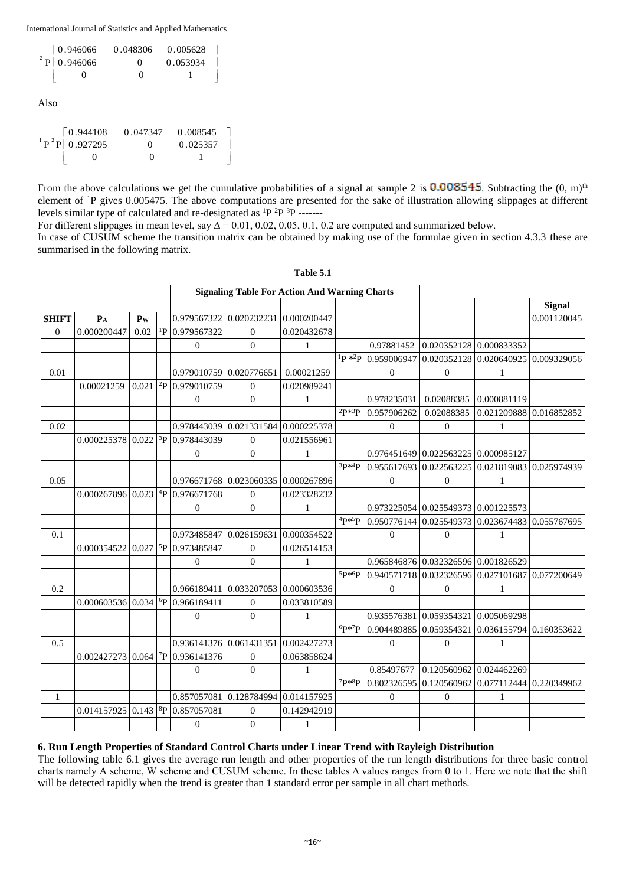$$
{}^{2}P\begin{bmatrix} 0.946066 & 0.048306 & 0.005628 \\ 0.946066 & 0 & 0.053934 \\ 0 & 0 & 1 \end{bmatrix}
$$

Also

$$
{}^{1}P\,{}^{2}P\begin{bmatrix} 0.944108 & 0.047347 & 0.008545 \\ 0.927295 & 0 & 0.025357 \\ 0 & 0 & 1 \end{bmatrix}
$$

From the above calculations we get the cumulative probabilities of a signal at sample 2 is 0.008545. Subtracting the $(0, m)^{th}$ element of ${}^{1}P$ gives 0.005475. The above computations are presented for the sake of illustration allowing slippages at different levels similar type of calculated and re-designated as ${}^{1}P\ {}^{2}P\ {}^{3}P$ -------

For different slippages in mean level, say $\Delta = 0.01, 0.02, 0.05, 0.1, 0.2$ are computed and summarized below.

In case of CUSUM scheme the transition matrix can be obtained by making use of the formulae given in section 4.3.3 these are summarised in the following matrix.

**Table 5.1**

| | | | | Signaling Table For Action And Warning Charts | | | | | | | |
|---|---|---|---|---|---|---|---|---|---|---|---|
| | | | | | | | | | | | **Signal** |
| **SHIFT** | $P_A$ | $P_W$ | | 0.979567322 | 0.020232231 | 0.000200447 | | | | | 0.001120045 |
| 0 | 0.000200447 | 0.02 | ${}^{1}P$ | 0.979567322 | 0 | 0.020432678 | | | | | |
| | | | | 0 | 0 | 1 | | 0.97881452 | 0.020352128 | 0.000833352 | |
| | | | | | | | ${}^{1}P*{}^{2}P$ | 0.959006947 | 0.020352128 | 0.020640925 | 0.009329056 |
| 0.01 | | | | 0.979010759 | 0.020776651 | 0.00021259 | | 0 | 0 | 1 | |
| | 0.00021259 | 0.021 | ${}^{2}P$ | 0.979010759 | 0 | 0.020989241 | | | | | |
| | | | | 0 | 0 | 1 | | 0.978235031 | 0.02088385 | 0.000881119 | |
| | | | | | | | ${}^{2}P*{}^{3}P$ | 0.957906262 | 0.02088385 | 0.021209888 | 0.016852852 |
| 0.02 | | | | 0.978443039 | 0.021331584 | 0.000225378 | | 0 | 0 | 1 | |
| | 0.000225378 | 0.022 | ${}^{3}P$ | 0.978443039 | 0 | 0.021556961 | | | | | |
| | | | | 0 | 0 | 1 | | 0.976451649 | 0.022563225 | 0.000985127 | |
| | | | | | | | ${}^{3}P*{}^{4}P$ | 0.955617693 | 0.022563225 | 0.021819083 | 0.025974939 |
| 0.05 | | | | 0.976671768 | 0.023060335 | 0.000267896 | | 0 | 0 | 1 | |
| | 0.000267896 | 0.023 | ${}^{4}P$ | 0.976671768 | 0 | 0.023328232 | | | | | |
| | | | | 0 | 0 | 1 | | 0.973225054 | 0.025549373 | 0.001225573 | |
| | | | | | | | ${}^{4}P*{}^{5}P$ | 0.950776144 | 0.025549373 | 0.023674483 | 0.055767695 |
| 0.1 | | | | 0.973485847 | 0.026159631 | 0.000354522 | | 0 | 0 | 1 | |
| | 0.000354522 | 0.027 | ${}^{5}P$ | 0.973485847 | 0 | 0.026514153 | | | | | |
| | | | | 0 | 0 | 1 | | 0.965846876 | 0.032326596 | 0.001826529 | |
| | | | | | | | ${}^{5}P*{}^{6}P$ | 0.940571718 | 0.032326596 | 0.027101687 | 0.077200649 |
| 0.2 | | | | 0.966189411 | 0.033207053 | 0.000603536 | | 0 | 0 | 1 | |
| | 0.000603536 | 0.034 | ${}^{6}P$ | 0.966189411 | 0 | 0.033810589 | | | | | |
| | | | | 0 | 0 | 1 | | 0.935576381 | 0.059354321 | 0.005069298 | |
| | | | | | | | ${}^{6}P*{}^{7}P$ | 0.904489885 | 0.059354321 | 0.036155794 | 0.160353622 |
| 0.5 | | | | 0.936141376 | 0.061431351 | 0.002427273 | | 0 | 0 | 1 | |
| | 0.002427273 | 0.064 | ${}^{7}P$ | 0.936141376 | 0 | 0.063858624 | | | | | |
| | | | | 0 | 0 | 1 | | 0.85497677 | 0.120560962 | 0.024462269 | |
| | | | | | | | ${}^{7}P*{}^{8}P$ | 0.802326595 | 0.120560962 | 0.077112444 | 0.220349962 |
| 1 | | | | 0.857057081 | 0.128784994 | 0.014157925 | | 0 | 0 | 1 | |
| | 0.014157925 | 0.143 | ${}^{8}P$ | 0.857057081 | 0 | 0.142942919 | | | | | |
| | | | | 0 | 0 | 1 | | | | | |

## 6. Run Length Properties of Standard Control Charts under Linear Trend with Rayleigh Distribution

The following table 6.1 gives the average run length and other properties of the run length distributions for three basic control charts namely A scheme, W scheme and CUSUM scheme. In these tables $\Delta$ values ranges from 0 to 1. Here we note that the shift will be detected rapidly when the trend is greater than 1 standard error per sample in all chart methods.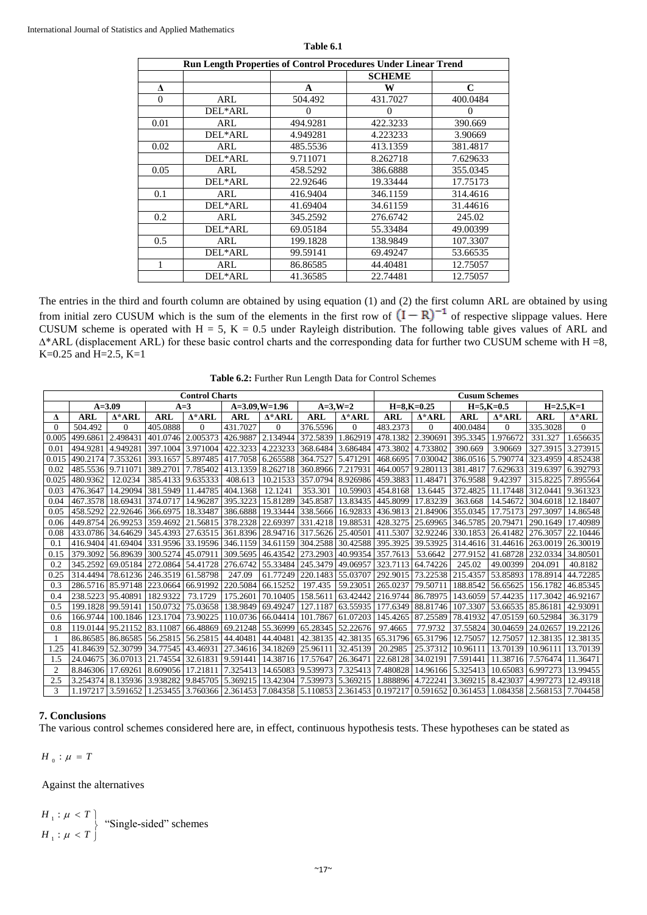**Table 6.1**

| Run Length Properties of Control Procedures Under Linear Trend | | | | |
|---|---|---|---|---|
| | | | SCHEME | |
| Δ | | A | W | C |
| 0 | ARL | 504.492 | 431.7027 | 400.0484 |
| | DEL*ARL | 0 | 0 | 0 |
| 0.01 | ARL | 494.9281 | 422.3233 | 390.669 |
| | DEL*ARL | 4.949281 | 4.223233 | 3.90669 |
| 0.02 | ARL | 485.5536 | 413.1359 | 381.4817 |
| | DEL*ARL | 9.711071 | 8.262718 | 7.629633 |
| 0.05 | ARL | 458.5292 | 386.6888 | 355.0345 |
| | DEL*ARL | 22.92646 | 19.33444 | 17.75173 |
| 0.1 | ARL | 416.9404 | 346.1159 | 314.4616 |
| | DEL*ARL | 41.69404 | 34.61159 | 31.44616 |
| 0.2 | ARL | 345.2592 | 276.6742 | 245.02 |
| | DEL*ARL | 69.05184 | 55.33484 | 49.00399 |
| 0.5 | ARL | 199.1828 | 138.9849 | 107.3307 |
| | DEL*ARL | 99.59141 | 69.49247 | 53.66535 |
| 1 | ARL | 86.86585 | 44.40481 | 12.75057 |
| | DEL*ARL | 41.36585 | 22.74481 | 12.75057 |

The entries in the third and fourth column are obtained by using equation (1) and (2) the first column ARL are obtained by using from initial zero CUSUM which is the sum of the elements in the first row of $(\mathrm{I}-\mathrm{R})^{-1}$ of respective slippage values. Here CUSUM scheme is operated with H = 5, K = 0.5 under Rayleigh distribution. The following table gives values of ARL and Δ*ARL (displacement ARL) for these basic control charts and the corresponding data for further two CUSUM scheme with H =8, K=0.25 and H=2.5, K=1

**Table 6.2:** Further Run Length Data for Control Schemes

| | Control Charts | | | | | | | | Cusum Schemes | | | | | |
|---|---|---|---|---|---|---|---|---|---|---|---|---|---|---|
| | A=3.09 | | A=3 | | A=3.09,W=1.96 | | A=3,W=2 | | H=8,K=0.25 | | H=5,K=0.5 | | H=2.5,K=1 | |
| Δ | ARL | Δ*ARL | ARL | Δ*ARL | ARL | Δ*ARL | ARL | Δ*ARL | ARL | Δ*ARL | ARL | Δ*ARL | ARL | Δ*ARL |
| 0 | 504.492 | 0 | 405.0888 | 0 | 431.7027 | 0 | 376.5596 | 0 | 483.2373 | 0 | 400.0484 | 0 | 335.3028 | 0 |
| 0.005 | 499.6861 | 2.498431 | 401.0746 | 2.005373 | 426.9887 | 2.134944 | 372.5839 | 1.862919 | 478.1382 | 2.390691 | 395.3345 | 1.976672 | 331.327 | 1.656635 |
| 0.01 | 494.9281 | 4.949281 | 397.1004 | 3.971004 | 422.3233 | 4.223233 | 368.6484 | 3.686484 | 473.3802 | 4.733802 | 390.669 | 3.90669 | 327.3915 | 3.273915 |
| 0.015 | 490.2174 | 7.353261 | 393.1657 | 5.897485 | 417.7058 | 6.265588 | 364.7527 | 5.471291 | 468.6695 | 7.030042 | 386.0516 | 5.790774 | 323.4959 | 4.852438 |
| 0.02 | 485.5536 | 9.711071 | 389.2701 | 7.785402 | 413.1359 | 8.262718 | 360.8966 | 7.217931 | 464.0057 | 9.280113 | 381.4817 | 7.629633 | 319.6397 | 6.392793 |
| 0.025 | 480.9362 | 12.0234 | 385.4133 | 9.635333 | 408.613 | 10.21533 | 357.0794 | 8.926986 | 459.3883 | 11.48471 | 376.9588 | 9.42397 | 315.8225 | 7.895564 |
| 0.03 | 476.3647 | 14.29094 | 381.5949 | 11.44785 | 404.1368 | 12.1241 | 353.301 | 10.59903 | 454.8168 | 13.6445 | 372.4825 | 11.17448 | 312.0441 | 9.361323 |
| 0.04 | 467.3578 | 18.69431 | 374.0717 | 14.96287 | 395.3223 | 15.81289 | 345.8587 | 13.83435 | 445.8099 | 17.83239 | 363.668 | 14.54672 | 304.6018 | 12.18407 |
| 0.05 | 458.5292 | 22.92646 | 366.6975 | 18.33487 | 386.6888 | 19.33444 | 338.5666 | 16.92833 | 436.9813 | 21.84906 | 355.0345 | 17.75173 | 297.3097 | 14.86548 |
| 0.06 | 449.8754 | 26.99253 | 359.4692 | 21.56815 | 378.2328 | 22.69397 | 331.4218 | 19.88531 | 428.3275 | 25.69965 | 346.5785 | 20.79471 | 290.1649 | 17.40989 |
| 0.08 | 433.0786 | 34.64629 | 345.4393 | 27.63515 | 361.8396 | 28.94716 | 317.5626 | 25.40501 | 411.5307 | 32.92246 | 330.1853 | 26.41482 | 276.3057 | 22.10446 |
| 0.1 | 416.9404 | 41.69404 | 331.9596 | 33.19596 | 346.1159 | 34.61159 | 304.2588 | 30.42588 | 395.3925 | 39.53925 | 314.4616 | 31.44616 | 263.0019 | 26.30019 |
| 0.15 | 379.3092 | 56.89639 | 300.5274 | 45.07911 | 309.5695 | 46.43542 | 273.2903 | 40.99354 | 357.7613 | 53.6642 | 277.9152 | 41.68728 | 232.0334 | 34.80501 |
| 0.2 | 345.2592 | 69.05184 | 272.0864 | 54.41728 | 276.6742 | 55.33484 | 245.3479 | 49.06957 | 323.7113 | 64.74226 | 245.02 | 49.00399 | 204.091 | 40.8182 |
| 0.25 | 314.4494 | 78.61236 | 246.3519 | 61.58798 | 247.09 | 61.77249 | 220.1483 | 55.03707 | 292.9015 | 73.22538 | 215.4357 | 53.85893 | 178.8914 | 44.72285 |
| 0.3 | 286.5716 | 85.97148 | 223.0664 | 66.91992 | 220.5084 | 66.15252 | 197.435 | 59.23051 | 265.0237 | 79.50711 | 188.8542 | 56.65625 | 156.1782 | 46.85345 |
| 0.4 | 238.5223 | 95.40891 | 182.9322 | 73.1729 | 175.2601 | 70.10405 | 158.5611 | 63.42442 | 216.9744 | 86.78975 | 143.6059 | 57.44235 | 117.3042 | 46.92167 |
| 0.5 | 199.1828 | 99.59141 | 150.0732 | 75.03658 | 138.9849 | 69.49247 | 127.1187 | 63.55935 | 177.6349 | 88.81746 | 107.3307 | 53.66535 | 85.86181 | 42.93091 |
| 0.6 | 166.9744 | 100.1846 | 123.1704 | 73.90225 | 110.0736 | 66.04414 | 101.7867 | 61.07203 | 145.4265 | 87.25589 | 78.41932 | 47.05159 | 60.52984 | 36.3179 |
| 0.8 | 119.0144 | 95.21152 | 83.11087 | 66.48869 | 69.21248 | 55.36999 | 65.28345 | 52.22676 | 97.4665 | 77.9732 | 37.55824 | 30.04659 | 24.02657 | 19.22126 |
| 1 | 86.86585 | 86.86585 | 56.25815 | 56.25815 | 44.40481 | 44.40481 | 42.38135 | 42.38135 | 65.31796 | 65.31796 | 12.75057 | 12.75057 | 12.38135 | 12.38135 |
| 1.25 | 41.84639 | 52.30799 | 34.77545 | 43.46931 | 27.34616 | 34.18269 | 25.96111 | 32.45139 | 20.2985 | 25.37312 | 10.96111 | 13.70139 | 10.96111 | 13.70139 |
| 1.5 | 24.04675 | 36.07013 | 21.74554 | 32.61831 | 9.591441 | 14.38716 | 17.57647 | 26.36471 | 22.68128 | 34.02191 | 7.591441 | 11.38716 | 7.576474 | 11.36471 |
| 2 | 8.846306 | 17.69261 | 8.609056 | 17.21811 | 7.325413 | 14.65083 | 9.539973 | 7.325413 | 7.480828 | 14.96166 | 5.325413 | 10.65083 | 6.997273 | 13.99455 |
| 2.5 | 3.254374 | 8.135936 | 3.938282 | 9.845705 | 5.369215 | 13.42304 | 7.539973 | 5.369215 | 1.888896 | 4.722241 | 3.369215 | 8.423037 | 4.997273 | 12.49318 |
| 3 | 1.197217 | 3.591652 | 1.253455 | 3.760366 | 2.361453 | 7.084358 | 5.110853 | 2.361453 | 0.197217 | 0.591652 | 0.361453 | 1.084358 | 2.568153 | 7.704458 |

## 7. Conclusions

The various control schemes considered here are, in effect, continuous hypothesis tests. These hypotheses can be stated as

$$H_0 : \mu = T$$

Against the alternatives

$$\left.\begin{array}{l} H_1 : \mu < T \\ H_1 : \mu < T \end{array}\right\} \text{ "Single-sided" schemes}$$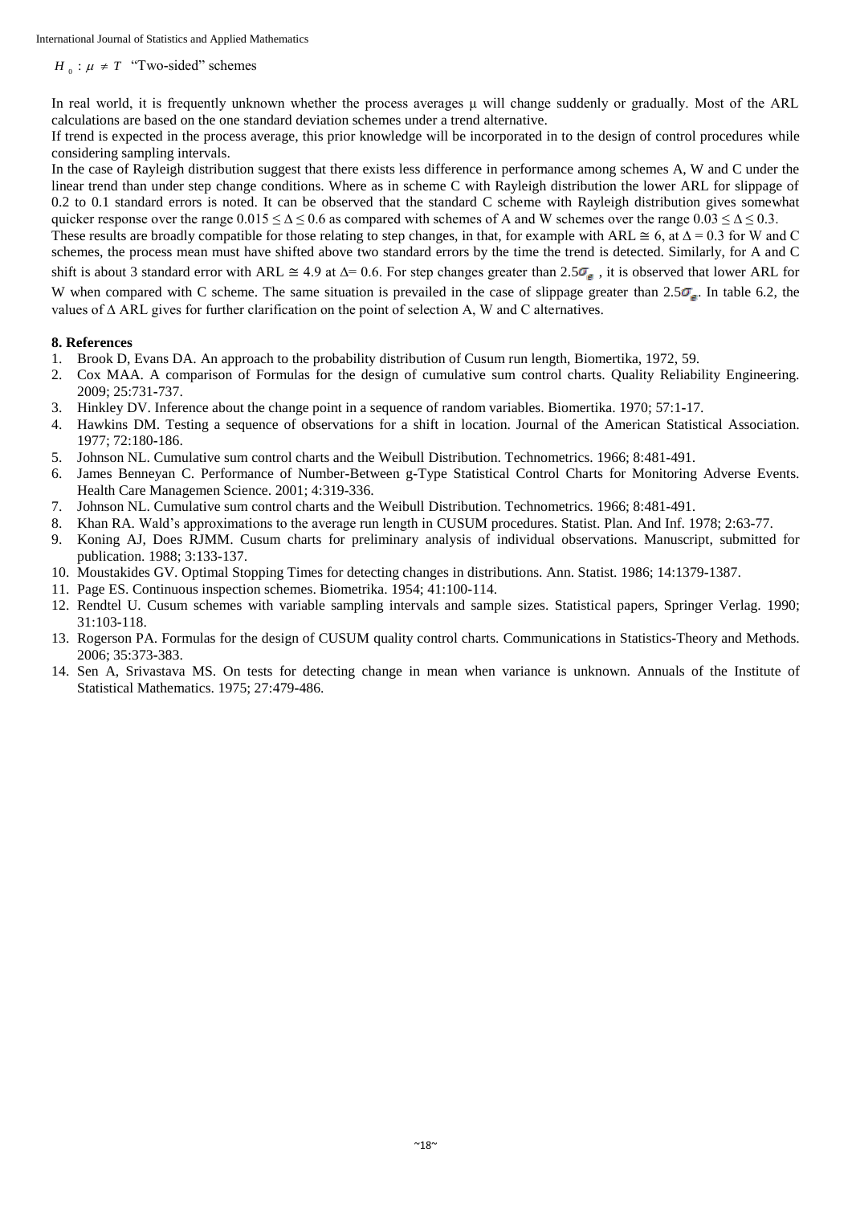$H_0 : \mu \neq T$ "Two-sided" schemes

In real world, it is frequently unknown whether the process averages μ will change suddenly or gradually. Most of the ARL calculations are based on the one standard deviation schemes under a trend alternative.

If trend is expected in the process average, this prior knowledge will be incorporated in to the design of control procedures while considering sampling intervals.

In the case of Rayleigh distribution suggest that there exists less difference in performance among schemes A, W and C under the linear trend than under step change conditions. Where as in scheme C with Rayleigh distribution the lower ARL for slippage of 0.2 to 0.1 standard errors is noted. It can be observed that the standard C scheme with Rayleigh distribution gives somewhat quicker response over the range $0.015 \leq \Delta \leq 0.6$ as compared with schemes of A and W schemes over the range $0.03 \leq \Delta \leq 0.3$.

These results are broadly compatible for those relating to step changes, in that, for example with ARL ≅ 6, at $\Delta = 0.3$ for W and C schemes, the process mean must have shifted above two standard errors by the time the trend is detected. Similarly, for A and C shift is about 3 standard error with ARL ≅ 4.9 at $\Delta = 0.6$. For step changes greater than $2.5\sigma_{\varepsilon}$, it is observed that lower ARL for W when compared with C scheme. The same situation is prevailed in the case of slippage greater than $2.5\sigma_{\varepsilon}$. In table 6.2, the values of Δ ARL gives for further clarification on the point of selection A, W and C alternatives.

## 8. References

1. Brook D, Evans DA. An approach to the probability distribution of Cusum run length, Biomertika, 1972, 59.
2. Cox MAA. A comparison of Formulas for the design of cumulative sum control charts. Quality Reliability Engineering. 2009; 25:731-737.
3. Hinkley DV. Inference about the change point in a sequence of random variables. Biomertika. 1970; 57:1-17.
4. Hawkins DM. Testing a sequence of observations for a shift in location. Journal of the American Statistical Association. 1977; 72:180-186.
5. Johnson NL. Cumulative sum control charts and the Weibull Distribution. Technometrics. 1966; 8:481-491.
6. James Benneyan C. Performance of Number-Between g-Type Statistical Control Charts for Monitoring Adverse Events. Health Care Managemen Science. 2001; 4:319-336.
7. Johnson NL. Cumulative sum control charts and the Weibull Distribution. Technometrics. 1966; 8:481-491.
8. Khan RA. Wald's approximations to the average run length in CUSUM procedures. Statist. Plan. And Inf. 1978; 2:63-77.
9. Koning AJ, Does RJMM. Cusum charts for preliminary analysis of individual observations. Manuscript, submitted for publication. 1988; 3:133-137.
10. Moustakides GV. Optimal Stopping Times for detecting changes in distributions. Ann. Statist. 1986; 14:1379-1387.
11. Page ES. Continuous inspection schemes. Biometrika. 1954; 41:100-114.
12. Rendtel U. Cusum schemes with variable sampling intervals and sample sizes. Statistical papers, Springer Verlag. 1990; 31:103-118.
13. Rogerson PA. Formulas for the design of CUSUM quality control charts. Communications in Statistics-Theory and Methods. 2006; 35:373-383.
14. Sen A, Srivastava MS. On tests for detecting change in mean when variance is unknown. Annuals of the Institute of Statistical Mathematics. 1975; 27:479-486.